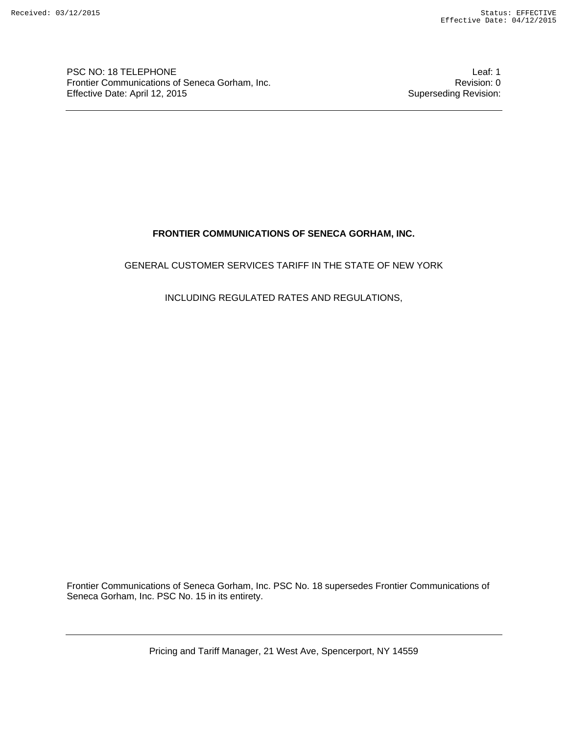PSC NO: 18 TELEPHONE | Leaf: 1
Frontier Communications of Seneca Gorham, Inc. | Revision: 0
Effective Date: April 12, 2015 | Superseding Revision:

# FRONTIER COMMUNICATIONS OF SENECA GORHAM, INC.

GENERAL CUSTOMER SERVICES TARIFF IN THE STATE OF NEW YORK

INCLUDING REGULATED RATES AND REGULATIONS,

Frontier Communications of Seneca Gorham, Inc. PSC No. 18 supersedes Frontier Communications of Seneca Gorham, Inc. PSC No. 15 in its entirety.

Pricing and Tariff Manager, 21 West Ave, Spencerport, NY 14559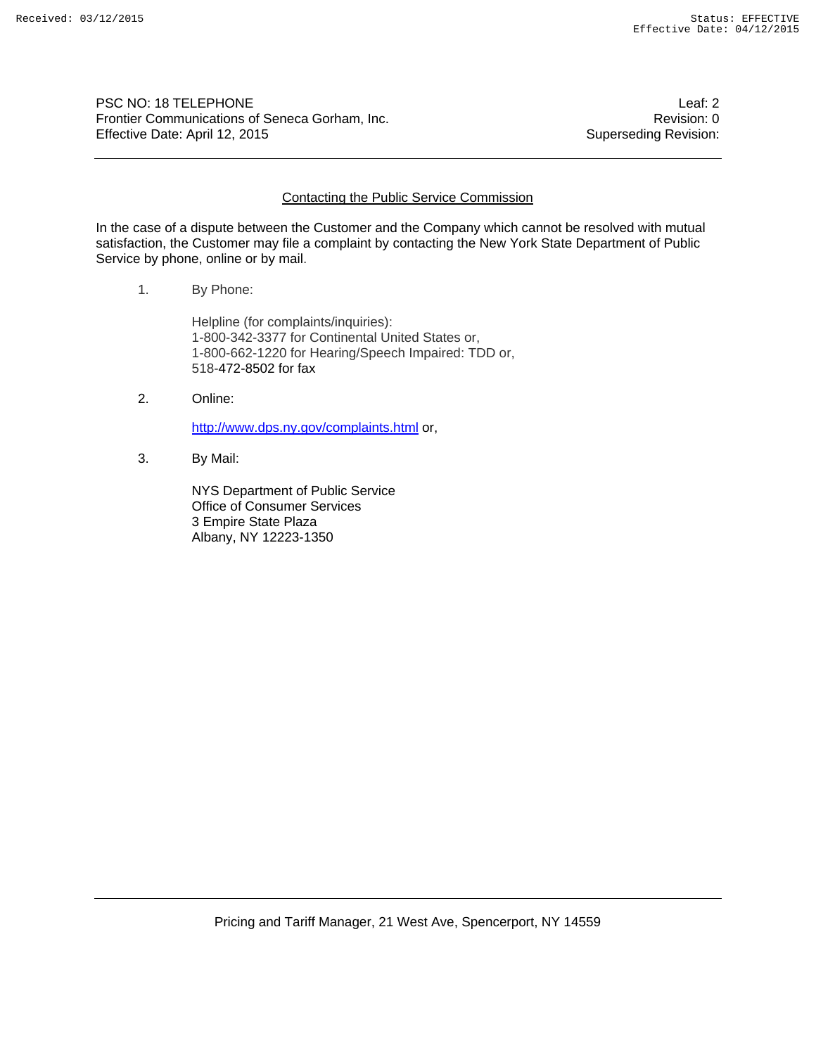## Contacting the Public Service Commission

In the case of a dispute between the Customer and the Company which cannot be resolved with mutual satisfaction, the Customer may file a complaint by contacting the New York State Department of Public Service by phone, online or by mail.

1. By Phone:

   Helpline (for complaints/inquiries):
   1-800-342-3377 for Continental United States or,
   1-800-662-1220 for Hearing/Speech Impaired: TDD or,
   518-472-8502 for fax

2. Online:

   http://www.dps.ny.gov/complaints.html or,

3. By Mail:

   NYS Department of Public Service
   Office of Consumer Services
   3 Empire State Plaza
   Albany, NY 12223-1350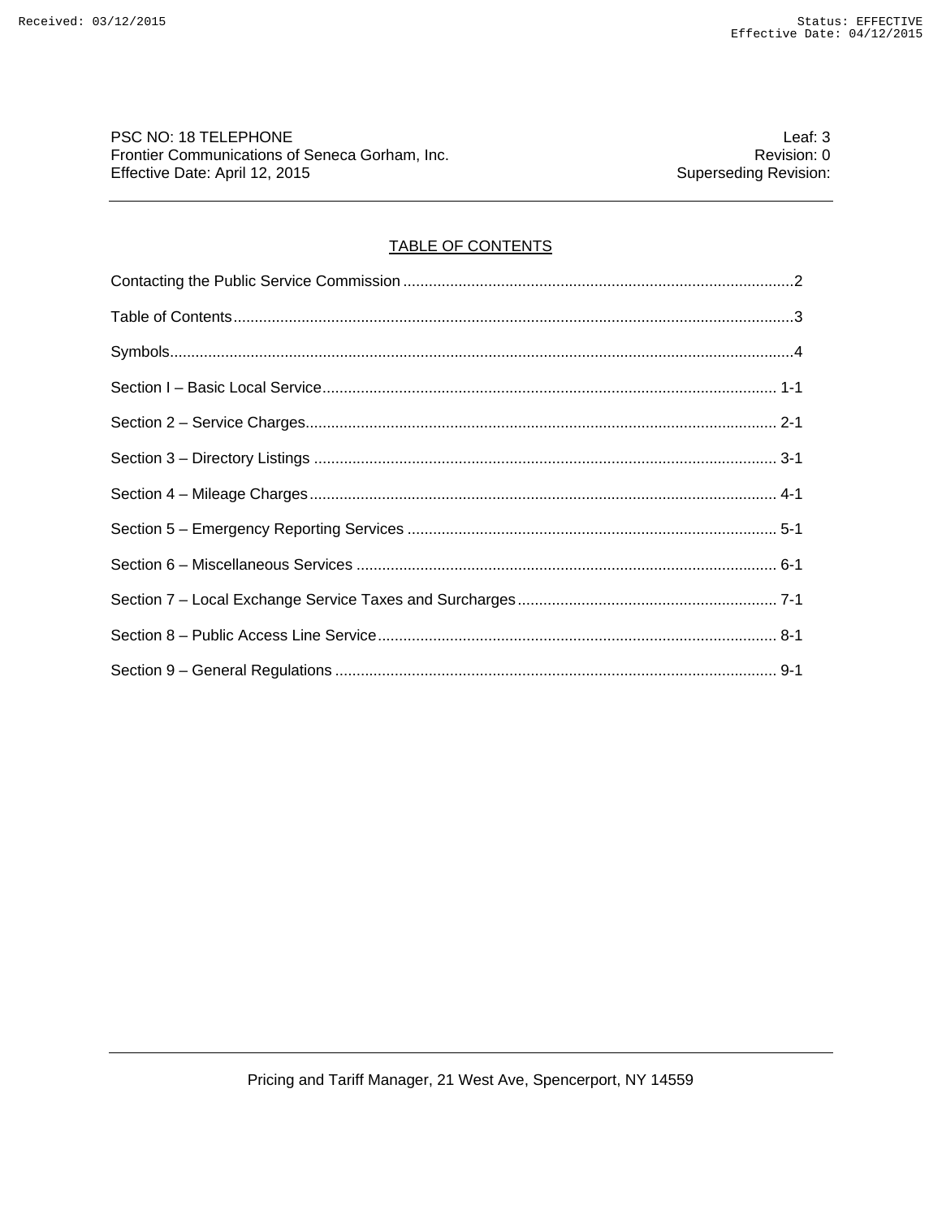PSC NO: 18 TELEPHONE
Frontier Communications of Seneca Gorham, Inc.
Effective Date: April 12, 2015

Leaf: 3
Revision: 0
Superseding Revision:

## TABLE OF CONTENTS

| | |
|---|---|
| Contacting the Public Service Commission | 2 |
| Table of Contents | 3 |
| Symbols | 4 |
| Section I – Basic Local Service | 1-1 |
| Section 2 – Service Charges | 2-1 |
| Section 3 – Directory Listings | 3-1 |
| Section 4 – Mileage Charges | 4-1 |
| Section 5 – Emergency Reporting Services | 5-1 |
| Section 6 – Miscellaneous Services | 6-1 |
| Section 7 – Local Exchange Service Taxes and Surcharges | 7-1 |
| Section 8 – Public Access Line Service | 8-1 |
| Section 9 – General Regulations | 9-1 |

Pricing and Tariff Manager, 21 West Ave, Spencerport, NY 14559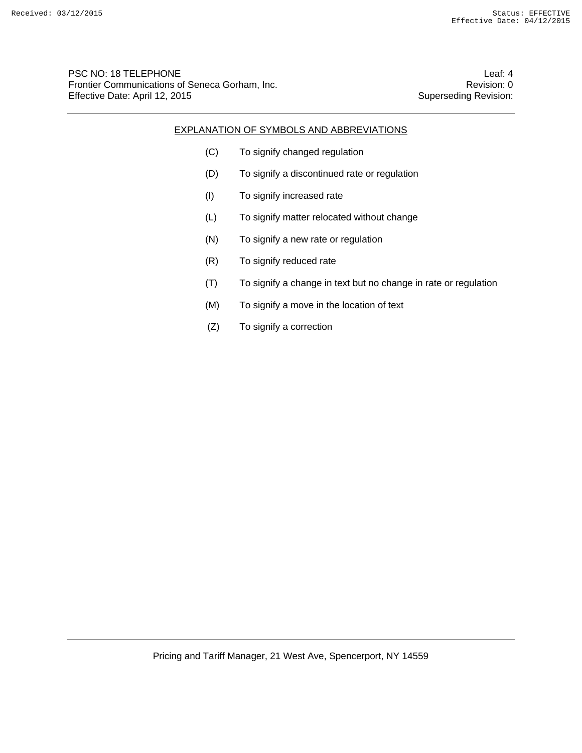PSC NO: 18 TELEPHONE | Leaf: 4
Frontier Communications of Seneca Gorham, Inc. | Revision: 0
Effective Date: April 12, 2015 | Superseding Revision:

## EXPLANATION OF SYMBOLS AND ABBREVIATIONS

| | |
|---|---|
| (C) | To signify changed regulation |
| (D) | To signify a discontinued rate or regulation |
| (I) | To signify increased rate |
| (L) | To signify matter relocated without change |
| (N) | To signify a new rate or regulation |
| (R) | To signify reduced rate |
| (T) | To signify a change in text but no change in rate or regulation |
| (M) | To signify a move in the location of text |
| (Z) | To signify a correction |

Pricing and Tariff Manager, 21 West Ave, Spencerport, NY 14559